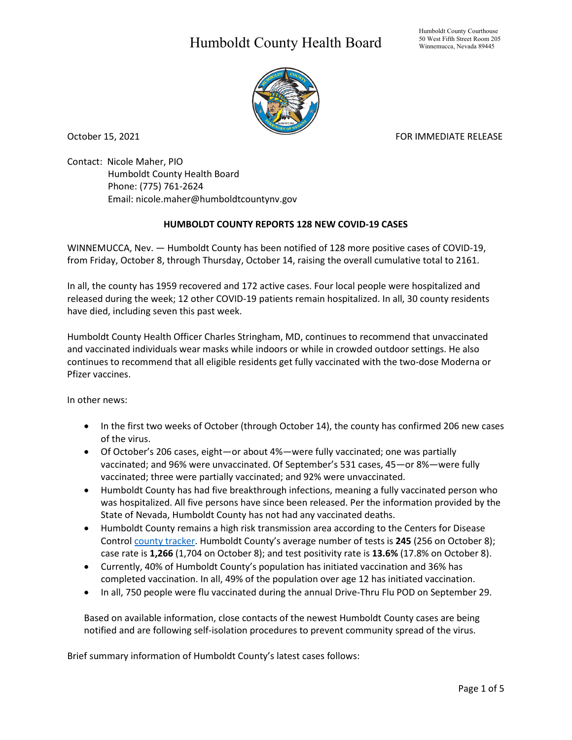# Humboldt County Health Board

Humboldt County Courthouse
50 West Fifth Street Room 205
Winnemucca, Nevada 89445

October 15, 2021 FOR IMMEDIATE RELEASE

Contact: Nicole Maher, PIO
Humboldt County Health Board
Phone: (775) 761-2624
Email: nicole.maher@humboldtcountynv.gov

**HUMBOLDT COUNTY REPORTS 128 NEW COVID-19 CASES**

WINNEMUCCA, Nev. — Humboldt County has been notified of 128 more positive cases of COVID-19, from Friday, October 8, through Thursday, October 14, raising the overall cumulative total to 2161.

In all, the county has 1959 recovered and 172 active cases. Four local people were hospitalized and released during the week; 12 other COVID-19 patients remain hospitalized. In all, 30 county residents have died, including seven this past week.

Humboldt County Health Officer Charles Stringham, MD, continues to recommend that unvaccinated and vaccinated individuals wear masks while indoors or while in crowded outdoor settings. He also continues to recommend that all eligible residents get fully vaccinated with the two-dose Moderna or Pfizer vaccines.

In other news:

- In the first two weeks of October (through October 14), the county has confirmed 206 new cases of the virus.
- Of October's 206 cases, eight—or about 4%—were fully vaccinated; one was partially vaccinated; and 96% were unvaccinated. Of September's 531 cases, 45—or 8%—were fully vaccinated; three were partially vaccinated; and 92% were unvaccinated.
- Humboldt County has had five breakthrough infections, meaning a fully vaccinated person who was hospitalized. All five persons have since been released. Per the information provided by the State of Nevada, Humboldt County has not had any vaccinated deaths.
- Humboldt County remains a high risk transmission area according to the Centers for Disease Control county tracker. Humboldt County's average number of tests is **245** (256 on October 8); case rate is **1,266** (1,704 on October 8); and test positivity rate is **13.6%** (17.8% on October 8).
- Currently, 40% of Humboldt County's population has initiated vaccination and 36% has completed vaccination. In all, 49% of the population over age 12 has initiated vaccination.
- In all, 750 people were flu vaccinated during the annual Drive-Thru Flu POD on September 29.

Based on available information, close contacts of the newest Humboldt County cases are being notified and are following self-isolation procedures to prevent community spread of the virus.

Brief summary information of Humboldt County's latest cases follows: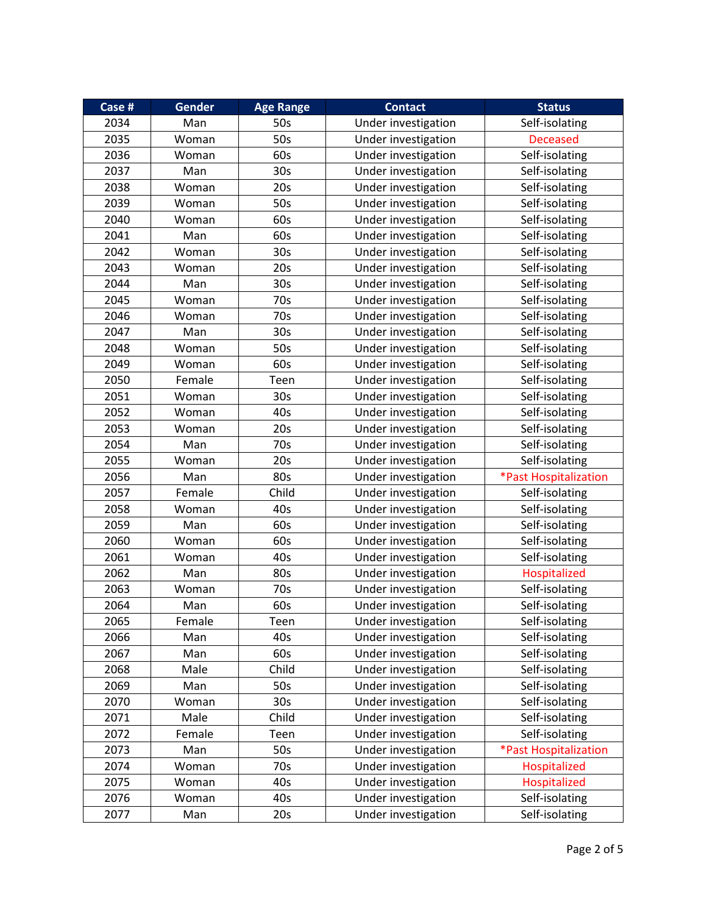| Case # | Gender | Age Range | Contact | Status |
|---|---|---|---|---|
| 2034 | Man | 50s | Under investigation | Self-isolating |
| 2035 | Woman | 50s | Under investigation | Deceased |
| 2036 | Woman | 60s | Under investigation | Self-isolating |
| 2037 | Man | 30s | Under investigation | Self-isolating |
| 2038 | Woman | 20s | Under investigation | Self-isolating |
| 2039 | Woman | 50s | Under investigation | Self-isolating |
| 2040 | Woman | 60s | Under investigation | Self-isolating |
| 2041 | Man | 60s | Under investigation | Self-isolating |
| 2042 | Woman | 30s | Under investigation | Self-isolating |
| 2043 | Woman | 20s | Under investigation | Self-isolating |
| 2044 | Man | 30s | Under investigation | Self-isolating |
| 2045 | Woman | 70s | Under investigation | Self-isolating |
| 2046 | Woman | 70s | Under investigation | Self-isolating |
| 2047 | Man | 30s | Under investigation | Self-isolating |
| 2048 | Woman | 50s | Under investigation | Self-isolating |
| 2049 | Woman | 60s | Under investigation | Self-isolating |
| 2050 | Female | Teen | Under investigation | Self-isolating |
| 2051 | Woman | 30s | Under investigation | Self-isolating |
| 2052 | Woman | 40s | Under investigation | Self-isolating |
| 2053 | Woman | 20s | Under investigation | Self-isolating |
| 2054 | Man | 70s | Under investigation | Self-isolating |
| 2055 | Woman | 20s | Under investigation | Self-isolating |
| 2056 | Man | 80s | Under investigation | *Past Hospitalization |
| 2057 | Female | Child | Under investigation | Self-isolating |
| 2058 | Woman | 40s | Under investigation | Self-isolating |
| 2059 | Man | 60s | Under investigation | Self-isolating |
| 2060 | Woman | 60s | Under investigation | Self-isolating |
| 2061 | Woman | 40s | Under investigation | Self-isolating |
| 2062 | Man | 80s | Under investigation | Hospitalized |
| 2063 | Woman | 70s | Under investigation | Self-isolating |
| 2064 | Man | 60s | Under investigation | Self-isolating |
| 2065 | Female | Teen | Under investigation | Self-isolating |
| 2066 | Man | 40s | Under investigation | Self-isolating |
| 2067 | Man | 60s | Under investigation | Self-isolating |
| 2068 | Male | Child | Under investigation | Self-isolating |
| 2069 | Man | 50s | Under investigation | Self-isolating |
| 2070 | Woman | 30s | Under investigation | Self-isolating |
| 2071 | Male | Child | Under investigation | Self-isolating |
| 2072 | Female | Teen | Under investigation | Self-isolating |
| 2073 | Man | 50s | Under investigation | *Past Hospitalization |
| 2074 | Woman | 70s | Under investigation | Hospitalized |
| 2075 | Woman | 40s | Under investigation | Hospitalized |
| 2076 | Woman | 40s | Under investigation | Self-isolating |
| 2077 | Man | 20s | Under investigation | Self-isolating |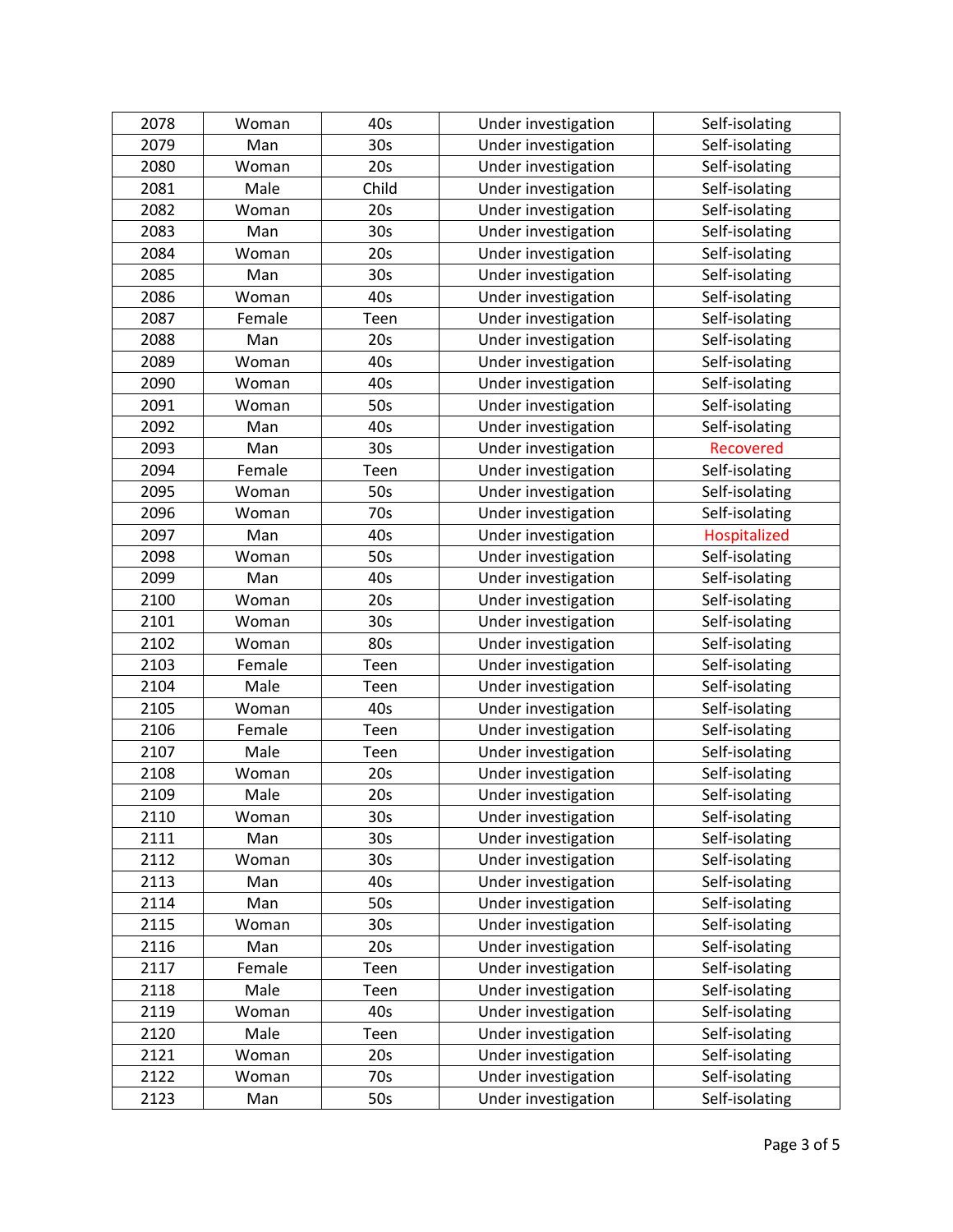| | | | | |
|---|---|---|---|---|
| 2078 | Woman | 40s | Under investigation | Self-isolating |
| 2079 | Man | 30s | Under investigation | Self-isolating |
| 2080 | Woman | 20s | Under investigation | Self-isolating |
| 2081 | Male | Child | Under investigation | Self-isolating |
| 2082 | Woman | 20s | Under investigation | Self-isolating |
| 2083 | Man | 30s | Under investigation | Self-isolating |
| 2084 | Woman | 20s | Under investigation | Self-isolating |
| 2085 | Man | 30s | Under investigation | Self-isolating |
| 2086 | Woman | 40s | Under investigation | Self-isolating |
| 2087 | Female | Teen | Under investigation | Self-isolating |
| 2088 | Man | 20s | Under investigation | Self-isolating |
| 2089 | Woman | 40s | Under investigation | Self-isolating |
| 2090 | Woman | 40s | Under investigation | Self-isolating |
| 2091 | Woman | 50s | Under investigation | Self-isolating |
| 2092 | Man | 40s | Under investigation | Self-isolating |
| 2093 | Man | 30s | Under investigation | Recovered |
| 2094 | Female | Teen | Under investigation | Self-isolating |
| 2095 | Woman | 50s | Under investigation | Self-isolating |
| 2096 | Woman | 70s | Under investigation | Self-isolating |
| 2097 | Man | 40s | Under investigation | Hospitalized |
| 2098 | Woman | 50s | Under investigation | Self-isolating |
| 2099 | Man | 40s | Under investigation | Self-isolating |
| 2100 | Woman | 20s | Under investigation | Self-isolating |
| 2101 | Woman | 30s | Under investigation | Self-isolating |
| 2102 | Woman | 80s | Under investigation | Self-isolating |
| 2103 | Female | Teen | Under investigation | Self-isolating |
| 2104 | Male | Teen | Under investigation | Self-isolating |
| 2105 | Woman | 40s | Under investigation | Self-isolating |
| 2106 | Female | Teen | Under investigation | Self-isolating |
| 2107 | Male | Teen | Under investigation | Self-isolating |
| 2108 | Woman | 20s | Under investigation | Self-isolating |
| 2109 | Male | 20s | Under investigation | Self-isolating |
| 2110 | Woman | 30s | Under investigation | Self-isolating |
| 2111 | Man | 30s | Under investigation | Self-isolating |
| 2112 | Woman | 30s | Under investigation | Self-isolating |
| 2113 | Man | 40s | Under investigation | Self-isolating |
| 2114 | Man | 50s | Under investigation | Self-isolating |
| 2115 | Woman | 30s | Under investigation | Self-isolating |
| 2116 | Man | 20s | Under investigation | Self-isolating |
| 2117 | Female | Teen | Under investigation | Self-isolating |
| 2118 | Male | Teen | Under investigation | Self-isolating |
| 2119 | Woman | 40s | Under investigation | Self-isolating |
| 2120 | Male | Teen | Under investigation | Self-isolating |
| 2121 | Woman | 20s | Under investigation | Self-isolating |
| 2122 | Woman | 70s | Under investigation | Self-isolating |
| 2123 | Man | 50s | Under investigation | Self-isolating |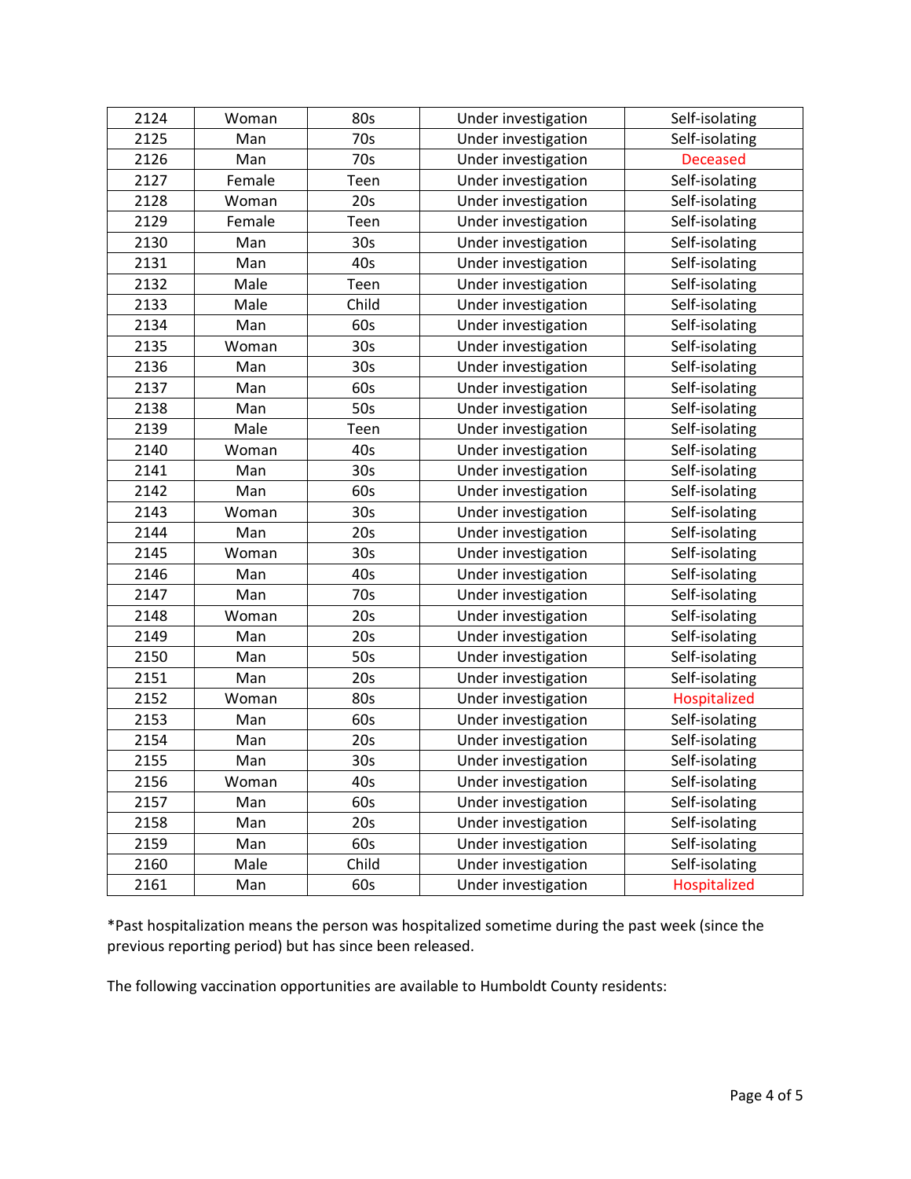| 2124 | Woman | 80s | Under investigation | Self-isolating |
|---|---|---|---|---|
| 2125 | Man | 70s | Under investigation | Self-isolating |
| 2126 | Man | 70s | Under investigation | Deceased |
| 2127 | Female | Teen | Under investigation | Self-isolating |
| 2128 | Woman | 20s | Under investigation | Self-isolating |
| 2129 | Female | Teen | Under investigation | Self-isolating |
| 2130 | Man | 30s | Under investigation | Self-isolating |
| 2131 | Man | 40s | Under investigation | Self-isolating |
| 2132 | Male | Teen | Under investigation | Self-isolating |
| 2133 | Male | Child | Under investigation | Self-isolating |
| 2134 | Man | 60s | Under investigation | Self-isolating |
| 2135 | Woman | 30s | Under investigation | Self-isolating |
| 2136 | Man | 30s | Under investigation | Self-isolating |
| 2137 | Man | 60s | Under investigation | Self-isolating |
| 2138 | Man | 50s | Under investigation | Self-isolating |
| 2139 | Male | Teen | Under investigation | Self-isolating |
| 2140 | Woman | 40s | Under investigation | Self-isolating |
| 2141 | Man | 30s | Under investigation | Self-isolating |
| 2142 | Man | 60s | Under investigation | Self-isolating |
| 2143 | Woman | 30s | Under investigation | Self-isolating |
| 2144 | Man | 20s | Under investigation | Self-isolating |
| 2145 | Woman | 30s | Under investigation | Self-isolating |
| 2146 | Man | 40s | Under investigation | Self-isolating |
| 2147 | Man | 70s | Under investigation | Self-isolating |
| 2148 | Woman | 20s | Under investigation | Self-isolating |
| 2149 | Man | 20s | Under investigation | Self-isolating |
| 2150 | Man | 50s | Under investigation | Self-isolating |
| 2151 | Man | 20s | Under investigation | Self-isolating |
| 2152 | Woman | 80s | Under investigation | Hospitalized |
| 2153 | Man | 60s | Under investigation | Self-isolating |
| 2154 | Man | 20s | Under investigation | Self-isolating |
| 2155 | Man | 30s | Under investigation | Self-isolating |
| 2156 | Woman | 40s | Under investigation | Self-isolating |
| 2157 | Man | 60s | Under investigation | Self-isolating |
| 2158 | Man | 20s | Under investigation | Self-isolating |
| 2159 | Man | 60s | Under investigation | Self-isolating |
| 2160 | Male | Child | Under investigation | Self-isolating |
| 2161 | Man | 60s | Under investigation | Hospitalized |

*Past hospitalization means the person was hospitalized sometime during the past week (since the previous reporting period) but has since been released.

The following vaccination opportunities are available to Humboldt County residents: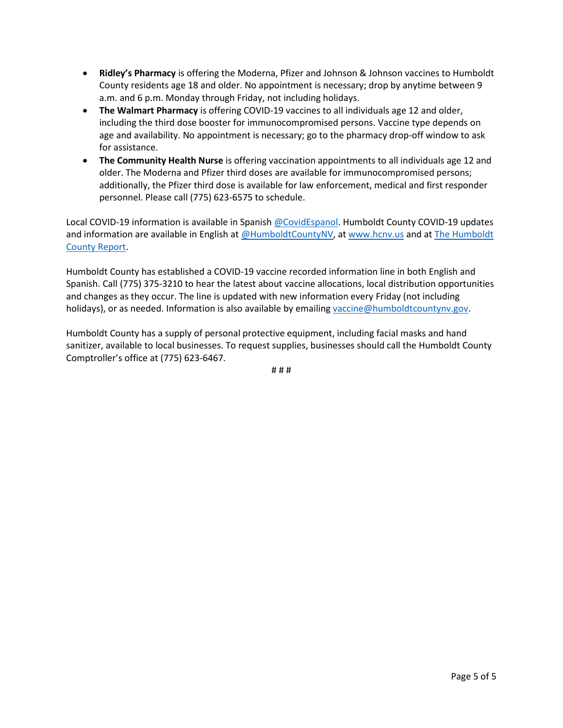- **Ridley's Pharmacy** is offering the Moderna, Pfizer and Johnson & Johnson vaccines to Humboldt County residents age 18 and older. No appointment is necessary; drop by anytime between 9 a.m. and 6 p.m. Monday through Friday, not including holidays.
- **The Walmart Pharmacy** is offering COVID-19 vaccines to all individuals age 12 and older, including the third dose booster for immunocompromised persons. Vaccine type depends on age and availability. No appointment is necessary; go to the pharmacy drop-off window to ask for assistance.
- **The Community Health Nurse** is offering vaccination appointments to all individuals age 12 and older. The Moderna and Pfizer third doses are available for immunocompromised persons; additionally, the Pfizer third dose is available for law enforcement, medical and first responder personnel. Please call (775) 623-6575 to schedule.

Local COVID-19 information is available in Spanish @CovidEspanol. Humboldt County COVID-19 updates and information are available in English at @HumboldtCountyNV, at www.hcnv.us and at The Humboldt County Report.

Humboldt County has established a COVID-19 vaccine recorded information line in both English and Spanish. Call (775) 375-3210 to hear the latest about vaccine allocations, local distribution opportunities and changes as they occur. The line is updated with new information every Friday (not including holidays), or as needed. Information is also available by emailing vaccine@humboldtcountynv.gov.

Humboldt County has a supply of personal protective equipment, including facial masks and hand sanitizer, available to local businesses. To request supplies, businesses should call the Humboldt County Comptroller's office at (775) 623-6467.

# # #